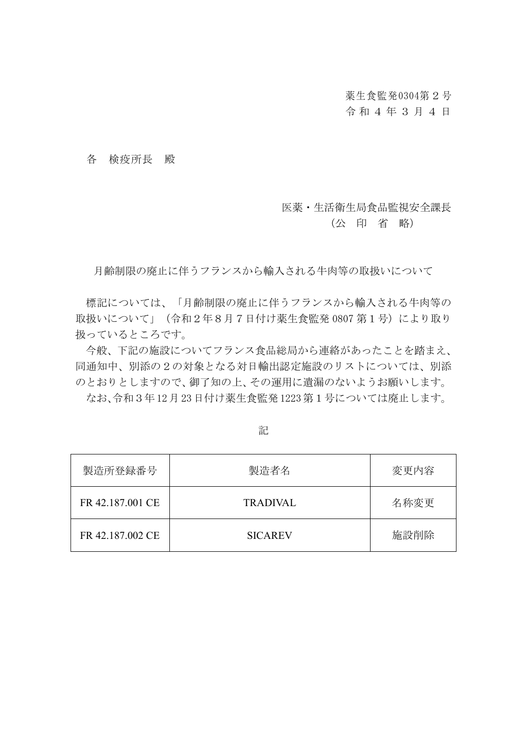薬生食監発0304第２号
令和４年３月４日

各　検疫所長　殿

医薬・生活衛生局食品監視安全課長
（公　印　省　略）

月齢制限の廃止に伴うフランスから輸入される牛肉等の取扱いについて

標記については、「月齢制限の廃止に伴うフランスから輸入される牛肉等の取扱いについて」（令和２年８月７日付け薬生食監発 0807 第１号）により取り扱っているところです。

今般、下記の施設についてフランス食品総局から連絡があったことを踏まえ、同通知中、別添の２の対象となる対日輸出認定施設のリストについては、別添のとおりとしますので、御了知の上、その運用に遺漏のないようお願いします。

なお､令和３年12月23日付け薬生食監発1223第１号については廃止します。

記

| 製造所登録番号 | 製造者名 | 変更内容 |
|---|---|---|
| FR 42.187.001 CE | TRADIVAL | 名称変更 |
| FR 42.187.002 CE | SICAREV | 施設削除 |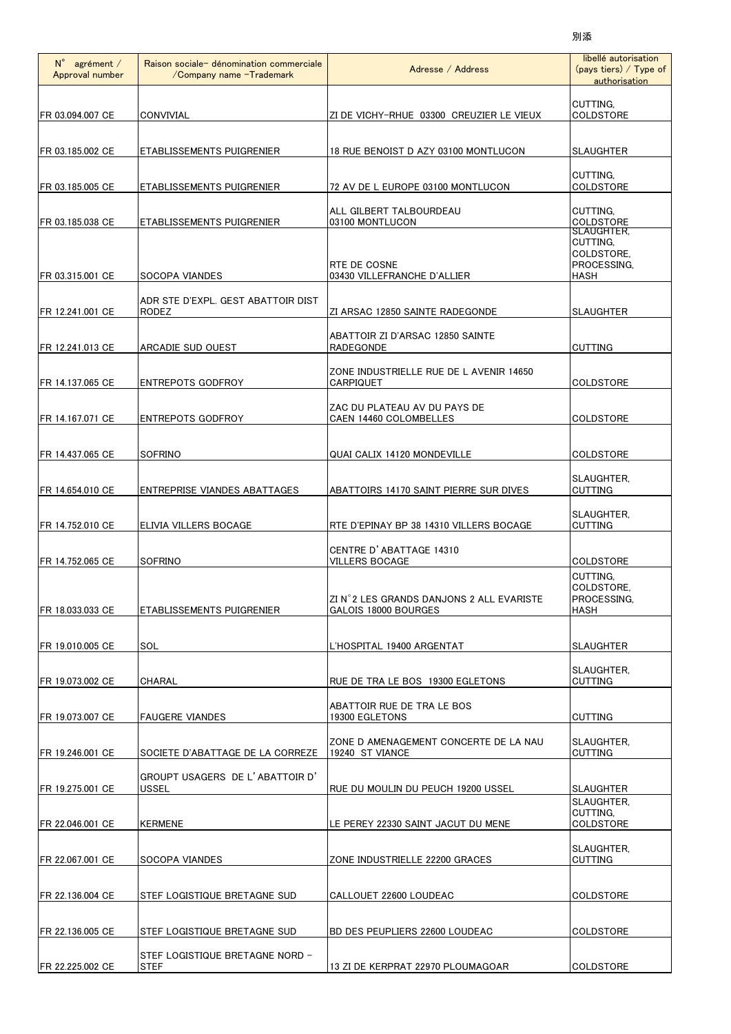別添

| N° agrément / Approval number | Raison sociale- dénomination commerciale /Company name -Trademark | Adresse / Address | libellé autorisation (pays tiers) / Type of authorisation |
|---|---|---|---|
| FR 03.094.007 CE | CONVIVIAL | ZI DE VICHY-RHUE 03300 CREUZIER LE VIEUX | CUTTING, COLDSTORE |
| FR 03.185.002 CE | ETABLISSEMENTS PUIGRENIER | 18 RUE BENOIST D AZY 03100 MONTLUCON | SLAUGHTER |
| FR 03.185.005 CE | ETABLISSEMENTS PUIGRENIER | 72 AV DE L EUROPE 03100 MONTLUCON | CUTTING, COLDSTORE |
| FR 03.185.038 CE | ETABLISSEMENTS PUIGRENIER | ALL GILBERT TALBOURDEAU 03100 MONTLUCON | CUTTING, COLDSTORE |
| FR 03.315.001 CE | SOCOPA VIANDES | RTE DE COSNE 03430 VILLEFRANCHE D'ALLIER | SLAUGHTER, CUTTING, COLDSTORE, PROCESSING, HASH |
| FR 12.241.001 CE | ADR STE D'EXPL. GEST ABATTOIR DIST RODEZ | ZI ARSAC 12850 SAINTE RADEGONDE | SLAUGHTER |
| FR 12.241.013 CE | ARCADIE SUD OUEST | ABATTOIR ZI D'ARSAC 12850 SAINTE RADEGONDE | CUTTING |
| FR 14.137.065 CE | ENTREPOTS GODFROY | ZONE INDUSTRIELLE RUE DE L AVENIR 14650 CARPIQUET | COLDSTORE |
| FR 14.167.071 CE | ENTREPOTS GODFROY | ZAC DU PLATEAU AV DU PAYS DE CAEN 14460 COLOMBELLES | COLDSTORE |
| FR 14.437.065 CE | SOFRINO | QUAI CALIX 14120 MONDEVILLE | COLDSTORE |
| FR 14.654.010 CE | ENTREPRISE VIANDES ABATTAGES | ABATTOIRS 14170 SAINT PIERRE SUR DIVES | SLAUGHTER, CUTTING |
| FR 14.752.010 CE | ELIVIA VILLERS BOCAGE | RTE D'EPINAY BP 38 14310 VILLERS BOCAGE | SLAUGHTER, CUTTING |
| FR 14.752.065 CE | SOFRINO | CENTRE D'ABATTAGE 14310 VILLERS BOCAGE | COLDSTORE |
| FR 18.033.033 CE | ETABLISSEMENTS PUIGRENIER | ZI N°2 LES GRANDS DANJONS 2 ALL EVARISTE GALOIS 18000 BOURGES | CUTTING, COLDSTORE, PROCESSING, HASH |
| FR 19.010.005 CE | SOL | L'HOSPITAL 19400 ARGENTAT | SLAUGHTER |
| FR 19.073.002 CE | CHARAL | RUE DE TRA LE BOS 19300 EGLETONS | SLAUGHTER, CUTTING |
| FR 19.073.007 CE | FAUGERE VIANDES | ABATTOIR RUE DE TRA LE BOS 19300 EGLETONS | CUTTING |
| FR 19.246.001 CE | SOCIETE D'ABATTAGE DE LA CORREZE | ZONE D AMENAGEMENT CONCERTE DE LA NAU 19240 ST VIANCE | SLAUGHTER, CUTTING |
| FR 19.275.001 CE | GROUPT USAGERS DE L'ABATTOIR D' USSEL | RUE DU MOULIN DU PEUCH 19200 USSEL | SLAUGHTER |
| FR 22.046.001 CE | KERMENE | LE PEREY 22330 SAINT JACUT DU MENE | SLAUGHTER, CUTTING, COLDSTORE |
| FR 22.067.001 CE | SOCOPA VIANDES | ZONE INDUSTRIELLE 22200 GRACES | SLAUGHTER, CUTTING |
| FR 22.136.004 CE | STEF LOGISTIQUE BRETAGNE SUD | CALLOUET 22600 LOUDEAC | COLDSTORE |
| FR 22.136.005 CE | STEF LOGISTIQUE BRETAGNE SUD | BD DES PEUPLIERS 22600 LOUDEAC | COLDSTORE |
| FR 22.225.002 CE | STEF LOGISTIQUE BRETAGNE NORD - STEF | 13 ZI DE KERPRAT 22970 PLOUMAGOAR | COLDSTORE |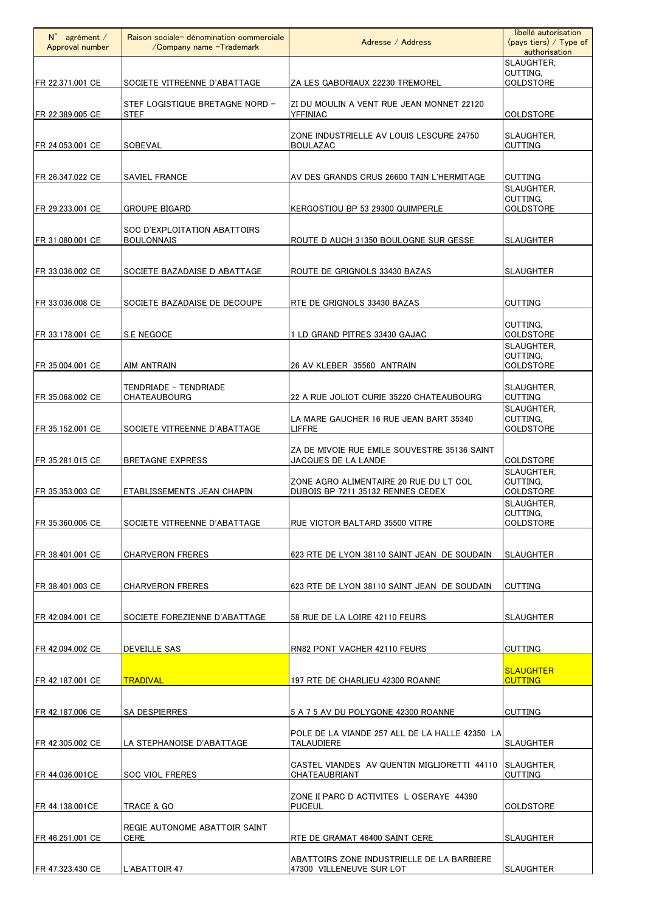| N° agrément / Approval number | Raison sociale- dénomination commerciale /Company name -Trademark | Adresse / Address | libellé autorisation (pays tiers) / Type of authorisation |
|---|---|---|---|
| FR 22.371.001 CE | SOCIETE VITREENNE D'ABATTAGE | ZA LES GABORIAUX 22230 TREMOREL | SLAUGHTER, CUTTING, COLDSTORE |
| FR 22.389.005 CE | STEF LOGISTIQUE BRETAGNE NORD - STEF | ZI DU MOULIN A VENT RUE JEAN MONNET 22120 YFFINIAC | COLDSTORE |
| FR 24.053.001 CE | SOBEVAL | ZONE INDUSTRIELLE AV LOUIS LESCURE 24750 BOULAZAC | SLAUGHTER, CUTTING |
| FR 26.347.022 CE | SAVIEL FRANCE | AV DES GRANDS CRUS 26600 TAIN L'HERMITAGE | CUTTING |
| FR 29.233.001 CE | GROUPE BIGARD | KERGOSTIOU BP 53 29300 QUIMPERLE | SLAUGHTER, CUTTING, COLDSTORE |
| FR 31.080.001 CE | SOC D'EXPLOITATION ABATTOIRS BOULONNAIS | ROUTE D AUCH 31350 BOULOGNE SUR GESSE | SLAUGHTER |
| FR 33.036.002 CE | SOCIETE BAZADAISE D ABATTAGE | ROUTE DE GRIGNOLS 33430 BAZAS | SLAUGHTER |
| FR 33.036.008 CE | SOCIETE BAZADAISE DE DECOUPE | RTE DE GRIGNOLS 33430 BAZAS | CUTTING |
| FR 33.178.001 CE | S.E NEGOCE | 1 LD GRAND PITRES 33430 GAJAC | CUTTING, COLDSTORE |
| FR 35.004.001 CE | AIM ANTRAIN | 26 AV KLEBER 35560 ANTRAIN | SLAUGHTER, CUTTING, COLDSTORE |
| FR 35.068.002 CE | TENDRIADE - TENDRIADE CHATEAUBOURG | 22 A RUE JOLIOT CURIE 35220 CHATEAUBOURG | SLAUGHTER, CUTTING |
| FR 35.152.001 CE | SOCIETE VITREENNE D'ABATTAGE | LA MARE GAUCHER 16 RUE JEAN BART 35340 LIFFRE | SLAUGHTER, CUTTING, COLDSTORE |
| FR 35.281.015 CE | BRETAGNE EXPRESS | ZA DE MIVOIE RUE EMILE SOUVESTRE 35136 SAINT JACQUES DE LA LANDE | COLDSTORE |
| FR 35.353.003 CE | ETABLISSEMENTS JEAN CHAPIN | ZONE AGRO ALIMENTAIRE 20 RUE DU LT COL DUBOIS BP 7211 35132 RENNES CEDEX | SLAUGHTER, CUTTING, COLDSTORE |
| FR 35.360.005 CE | SOCIETE VITREENNE D'ABATTAGE | RUE VICTOR BALTARD 35500 VITRE | SLAUGHTER, CUTTING, COLDSTORE |
| FR 38.401.001 CE | CHARVERON FRERES | 623 RTE DE LYON 38110 SAINT JEAN DE SOUDAIN | SLAUGHTER |
| FR 38.401.003 CE | CHARVERON FRERES | 623 RTE DE LYON 38110 SAINT JEAN DE SOUDAIN | CUTTING |
| FR 42.094.001 CE | SOCIETE FOREZIENNE D'ABATTAGE | 58 RUE DE LA LOIRE 42110 FEURS | SLAUGHTER |
| FR 42.094.002 CE | DEVEILLE SAS | RN82 PONT VACHER 42110 FEURS | CUTTING |
| FR 42.187.001 CE | TRADIVAL | 197 RTE DE CHARLIEU 42300 ROANNE | SLAUGHTER CUTTING |
| FR 42.187.006 CE | SA DESPIERRES | 5 A 7 5 AV DU POLYGONE 42300 ROANNE | CUTTING |
| FR 42.305.002 CE | LA STEPHANOISE D'ABATTAGE | POLE DE LA VIANDE 257 ALL DE LA HALLE 42350 LA TALAUDIERE | SLAUGHTER |
| FR 44.036.001CE | SOC VIOL FRERES | CASTEL VIANDES AV QUENTIN MIGLIORETTI 44110 CHATEAUBRIANT | SLAUGHTER, CUTTING |
| FR 44.138.001CE | TRACE & GO | ZONE II PARC D ACTIVITES L OSERAYE 44390 PUCEUL | COLDSTORE |
| FR 46.251.001 CE | REGIE AUTONOME ABATTOIR SAINT CERE | RTE DE GRAMAT 46400 SAINT CERE | SLAUGHTER |
| FR 47.323.430 CE | L'ABATTOIR 47 | ABATTOIRS ZONE INDUSTRIELLE DE LA BARBIERE 47300 VILLENEUVE SUR LOT | SLAUGHTER |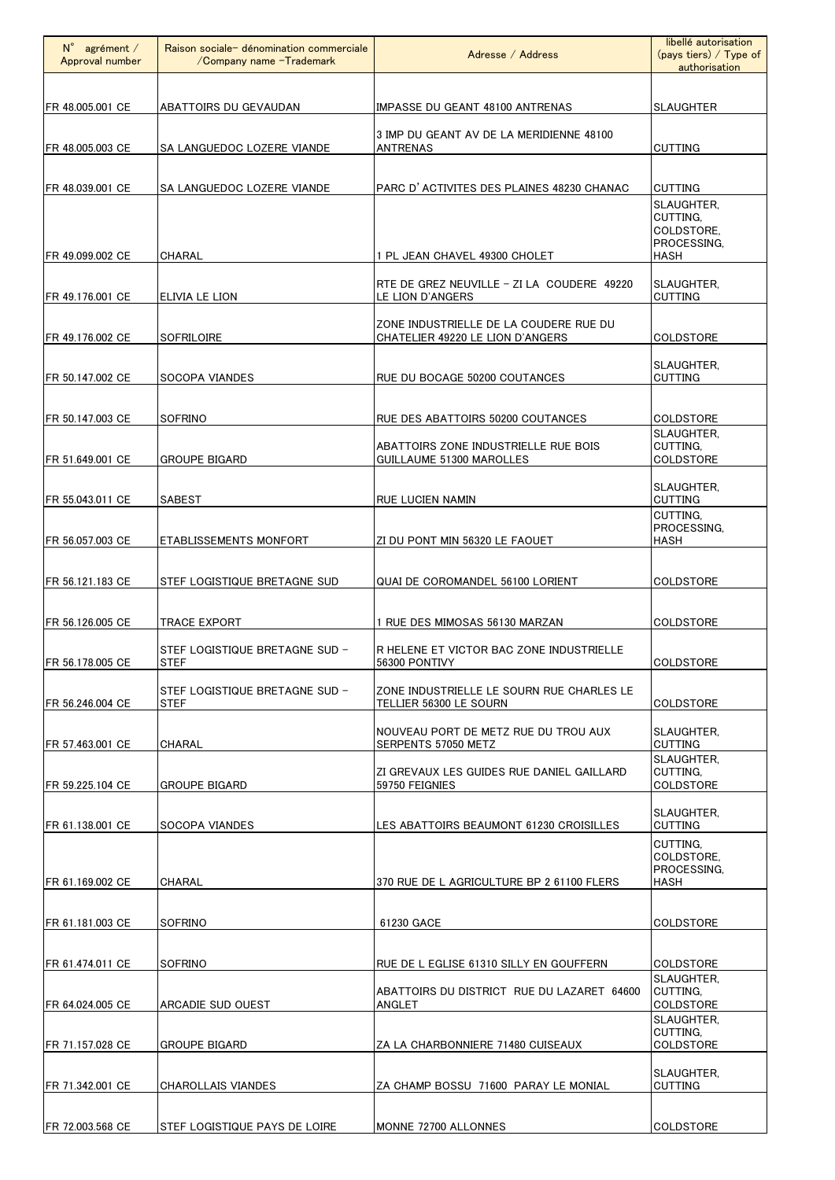| N° agrément / Approval number | Raison sociale- dénomination commerciale /Company name -Trademark | Adresse / Address | libellé autorisation (pays tiers) / Type of authorisation |
|---|---|---|---|
| FR 48.005.001 CE | ABATTOIRS DU GEVAUDAN | IMPASSE DU GEANT 48100 ANTRENAS | SLAUGHTER |
| FR 48.005.003 CE | SA LANGUEDOC LOZERE VIANDE | 3 IMP DU GEANT AV DE LA MERIDIENNE 48100 ANTRENAS | CUTTING |
| FR 48.039.001 CE | SA LANGUEDOC LOZERE VIANDE | PARC D'ACTIVITES DES PLAINES 48230 CHANAC | CUTTING |
| FR 49.099.002 CE | CHARAL | 1 PL JEAN CHAVEL 49300 CHOLET | SLAUGHTER, CUTTING, COLDSTORE, PROCESSING, HASH |
| FR 49.176.001 CE | ELIVIA LE LION | RTE DE GREZ NEUVILLE - ZI LA COUDERE 49220 LE LION D'ANGERS | SLAUGHTER, CUTTING |
| FR 49.176.002 CE | SOFRILOIRE | ZONE INDUSTRIELLE DE LA COUDERE RUE DU CHATELIER 49220 LE LION D'ANGERS | COLDSTORE |
| FR 50.147.002 CE | SOCOPA VIANDES | RUE DU BOCAGE 50200 COUTANCES | SLAUGHTER, CUTTING |
| FR 50.147.003 CE | SOFRINO | RUE DES ABATTOIRS 50200 COUTANCES | COLDSTORE |
| FR 51.649.001 CE | GROUPE BIGARD | ABATTOIRS ZONE INDUSTRIELLE RUE BOIS GUILLAUME 51300 MAROLLES | SLAUGHTER, CUTTING, COLDSTORE |
| FR 55.043.011 CE | SABEST | RUE LUCIEN NAMIN | SLAUGHTER, CUTTING |
| FR 56.057.003 CE | ETABLISSEMENTS MONFORT | ZI DU PONT MIN 56320 LE FAOUET | CUTTING, PROCESSING, HASH |
| FR 56.121.183 CE | STEF LOGISTIQUE BRETAGNE SUD | QUAI DE COROMANDEL 56100 LORIENT | COLDSTORE |
| FR 56.126.005 CE | TRACE EXPORT | 1 RUE DES MIMOSAS 56130 MARZAN | COLDSTORE |
| FR 56.178.005 CE | STEF LOGISTIQUE BRETAGNE SUD - STEF | R HELENE ET VICTOR BAC ZONE INDUSTRIELLE 56300 PONTIVY | COLDSTORE |
| FR 56.246.004 CE | STEF LOGISTIQUE BRETAGNE SUD - STEF | ZONE INDUSTRIELLE LE SOURN RUE CHARLES LE TELLIER 56300 LE SOURN | COLDSTORE |
| FR 57.463.001 CE | CHARAL | NOUVEAU PORT DE METZ RUE DU TROU AUX SERPENTS 57050 METZ | SLAUGHTER, CUTTING |
| FR 59.225.104 CE | GROUPE BIGARD | ZI GREVAUX LES GUIDES RUE DANIEL GAILLARD 59750 FEIGNIES | SLAUGHTER, CUTTING, COLDSTORE |
| FR 61.138.001 CE | SOCOPA VIANDES | LES ABATTOIRS BEAUMONT 61230 CROISILLES | SLAUGHTER, CUTTING |
| FR 61.169.002 CE | CHARAL | 370 RUE DE L AGRICULTURE BP 2 61100 FLERS | CUTTING, COLDSTORE, PROCESSING, HASH |
| FR 61.181.003 CE | SOFRINO | 61230 GACE | COLDSTORE |
| FR 61.474.011 CE | SOFRINO | RUE DE L EGLISE 61310 SILLY EN GOUFFERN | COLDSTORE |
| FR 64.024.005 CE | ARCADIE SUD OUEST | ABATTOIRS DU DISTRICT RUE DU LAZARET 64600 ANGLET | SLAUGHTER, CUTTING, COLDSTORE |
| FR 71.157.028 CE | GROUPE BIGARD | ZA LA CHARBONNIERE 71480 CUISEAUX | SLAUGHTER, CUTTING, COLDSTORE |
| FR 71.342.001 CE | CHAROLLAIS VIANDES | ZA CHAMP BOSSU 71600 PARAY LE MONIAL | SLAUGHTER, CUTTING |
| FR 72.003.568 CE | STEF LOGISTIQUE PAYS DE LOIRE | MONNE 72700 ALLONNES | COLDSTORE |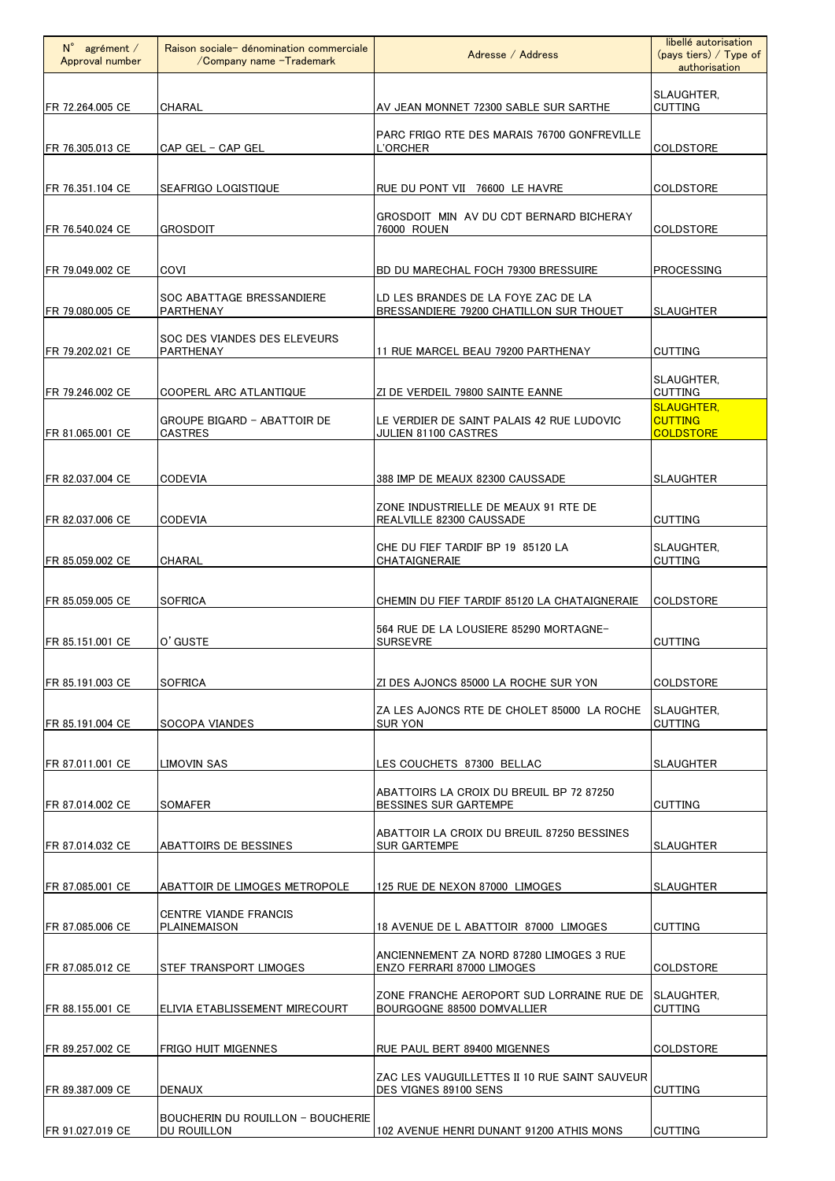| N° agrément / Approval number | Raison sociale- dénomination commerciale /Company name -Trademark | Adresse / Address | libellé autorisation (pays tiers) / Type of authorisation |
|---|---|---|---|
| FR 72.264.005 CE | CHARAL | AV JEAN MONNET 72300 SABLE SUR SARTHE | SLAUGHTER, CUTTING |
| FR 76.305.013 CE | CAP GEL - CAP GEL | PARC FRIGO RTE DES MARAIS 76700 GONFREVILLE L'ORCHER | COLDSTORE |
| FR 76.351.104 CE | SEAFRIGO LOGISTIQUE | RUE DU PONT VII 76600 LE HAVRE | COLDSTORE |
| FR 76.540.024 CE | GROSDOIT | GROSDOIT MIN AV DU CDT BERNARD BICHERAY 76000 ROUEN | COLDSTORE |
| FR 79.049.002 CE | COVI | BD DU MARECHAL FOCH 79300 BRESSUIRE | PROCESSING |
| FR 79.080.005 CE | SOC ABATTAGE BRESSANDIERE PARTHENAY | LD LES BRANDES DE LA FOYE ZAC DE LA BRESSANDIERE 79200 CHATILLON SUR THOUET | SLAUGHTER |
| FR 79.202.021 CE | SOC DES VIANDES DES ELEVEURS PARTHENAY | 11 RUE MARCEL BEAU 79200 PARTHENAY | CUTTING |
| FR 79.246.002 CE | COOPERL ARC ATLANTIQUE | ZI DE VERDEIL 79800 SAINTE EANNE | SLAUGHTER, CUTTING |
| FR 81.065.001 CE | GROUPE BIGARD - ABATTOIR DE CASTRES | LE VERDIER DE SAINT PALAIS 42 RUE LUDOVIC JULIEN 81100 CASTRES | SLAUGHTER, CUTTING COLDSTORE |
| FR 82.037.004 CE | CODEVIA | 388 IMP DE MEAUX 82300 CAUSSADE | SLAUGHTER |
| FR 82.037.006 CE | CODEVIA | ZONE INDUSTRIELLE DE MEAUX 91 RTE DE REALVILLE 82300 CAUSSADE | CUTTING |
| FR 85.059.002 CE | CHARAL | CHE DU FIEF TARDIF BP 19 85120 LA CHATAIGNERAIE | SLAUGHTER, CUTTING |
| FR 85.059.005 CE | SOFRICA | CHEMIN DU FIEF TARDIF 85120 LA CHATAIGNERAIE | COLDSTORE |
| FR 85.151.001 CE | O'GUSTE | 564 RUE DE LA LOUSIERE 85290 MORTAGNE-SURSEVRE | CUTTING |
| FR 85.191.003 CE | SOFRICA | ZI DES AJONCS 85000 LA ROCHE SUR YON | COLDSTORE |
| FR 85.191.004 CE | SOCOPA VIANDES | ZA LES AJONCS RTE DE CHOLET 85000 LA ROCHE SUR YON | SLAUGHTER, CUTTING |
| FR 87.011.001 CE | LIMOVIN SAS | LES COUCHETS 87300 BELLAC | SLAUGHTER |
| FR 87.014.002 CE | SOMAFER | ABATTOIRS LA CROIX DU BREUIL BP 72 87250 BESSINES SUR GARTEMPE | CUTTING |
| FR 87.014.032 CE | ABATTOIRS DE BESSINES | ABATTOIR LA CROIX DU BREUIL 87250 BESSINES SUR GARTEMPE | SLAUGHTER |
| FR 87.085.001 CE | ABATTOIR DE LIMOGES METROPOLE | 125 RUE DE NEXON 87000 LIMOGES | SLAUGHTER |
| FR 87.085.006 CE | CENTRE VIANDE FRANCIS PLAINEMAISON | 18 AVENUE DE L ABATTOIR 87000 LIMOGES | CUTTING |
| FR 87.085.012 CE | STEF TRANSPORT LIMOGES | ANCIENNEMENT ZA NORD 87280 LIMOGES 3 RUE ENZO FERRARI 87000 LIMOGES | COLDSTORE |
| FR 88.155.001 CE | ELIVIA ETABLISSEMENT MIRECOURT | ZONE FRANCHE AEROPORT SUD LORRAINE RUE DE BOURGOGNE 88500 DOMVALLIER | SLAUGHTER, CUTTING |
| FR 89.257.002 CE | FRIGO HUIT MIGENNES | RUE PAUL BERT 89400 MIGENNES | COLDSTORE |
| FR 89.387.009 CE | DENAUX | ZAC LES VAUGUILLETTES II 10 RUE SAINT SAUVEUR DES VIGNES 89100 SENS | CUTTING |
| FR 91.027.019 CE | BOUCHERIN DU ROUILLON - BOUCHERIE DU ROUILLON | 102 AVENUE HENRI DUNANT 91200 ATHIS MONS | CUTTING |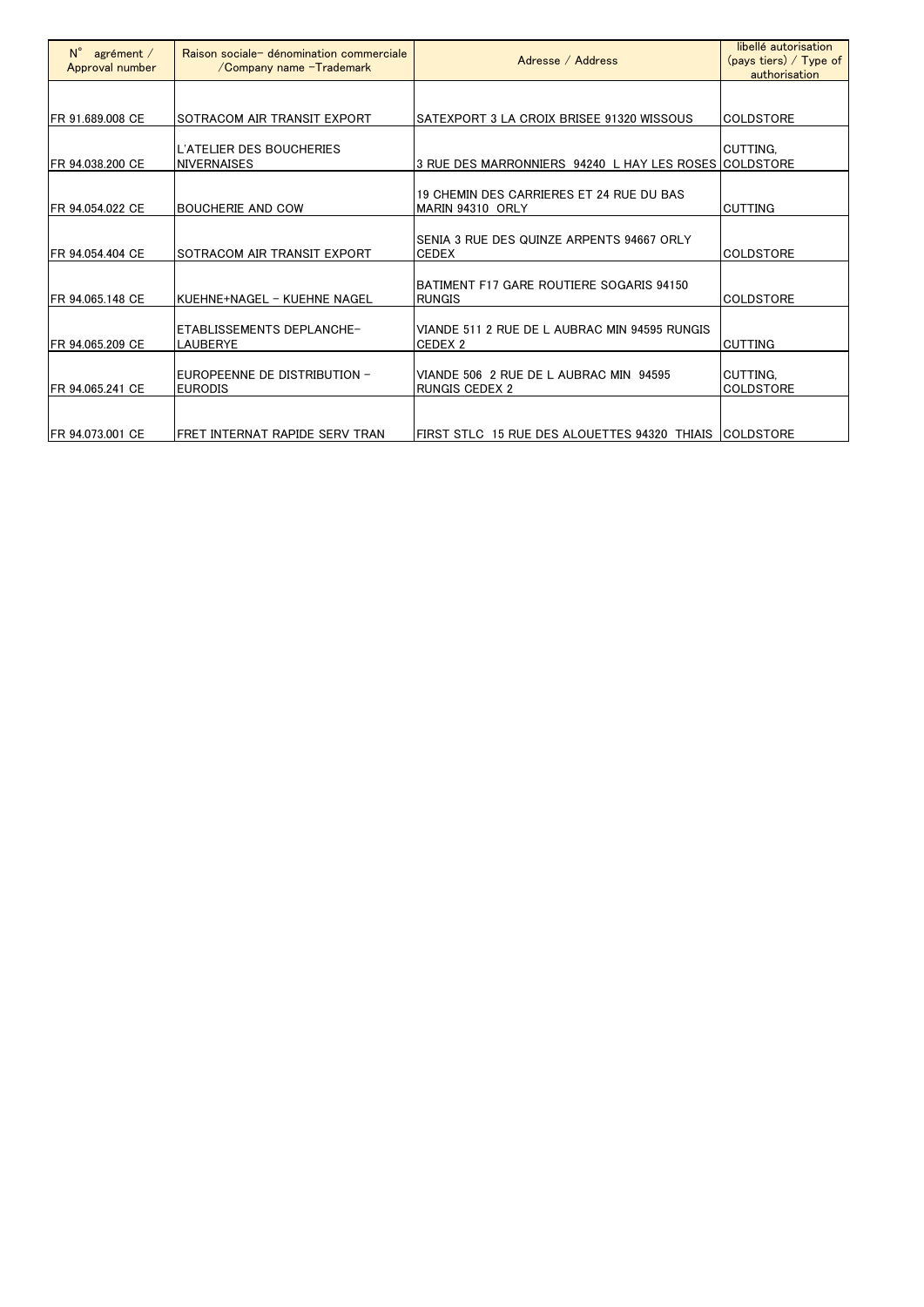| N° agrément / Approval number | Raison sociale- dénomination commerciale /Company name -Trademark | Adresse / Address | libellé autorisation (pays tiers) / Type of authorisation |
|---|---|---|---|
| FR 91.689.008 CE | SOTRACOM AIR TRANSIT EXPORT | SATEXPORT 3 LA CROIX BRISEE 91320 WISSOUS | COLDSTORE |
| FR 94.038.200 CE | L'ATELIER DES BOUCHERIES NIVERNAISES | 3 RUE DES MARRONNIERS 94240 L HAY LES ROSES | CUTTING, COLDSTORE |
| FR 94.054.022 CE | BOUCHERIE AND COW | 19 CHEMIN DES CARRIERES ET 24 RUE DU BAS MARIN 94310 ORLY | CUTTING |
| FR 94.054.404 CE | SOTRACOM AIR TRANSIT EXPORT | SENIA 3 RUE DES QUINZE ARPENTS 94667 ORLY CEDEX | COLDSTORE |
| FR 94.065.148 CE | KUEHNE+NAGEL - KUEHNE NAGEL | BATIMENT F17 GARE ROUTIERE SOGARIS 94150 RUNGIS | COLDSTORE |
| FR 94.065.209 CE | ETABLISSEMENTS DEPLANCHE-LAUBERYE | VIANDE 511 2 RUE DE L AUBRAC MIN 94595 RUNGIS CEDEX 2 | CUTTING |
| FR 94.065.241 CE | EUROPEENNE DE DISTRIBUTION - EURODIS | VIANDE 506 2 RUE DE L AUBRAC MIN 94595 RUNGIS CEDEX 2 | CUTTING, COLDSTORE |
| FR 94.073.001 CE | FRET INTERNAT RAPIDE SERV TRAN | FIRST STLC 15 RUE DES ALOUETTES 94320 THIAIS | COLDSTORE |